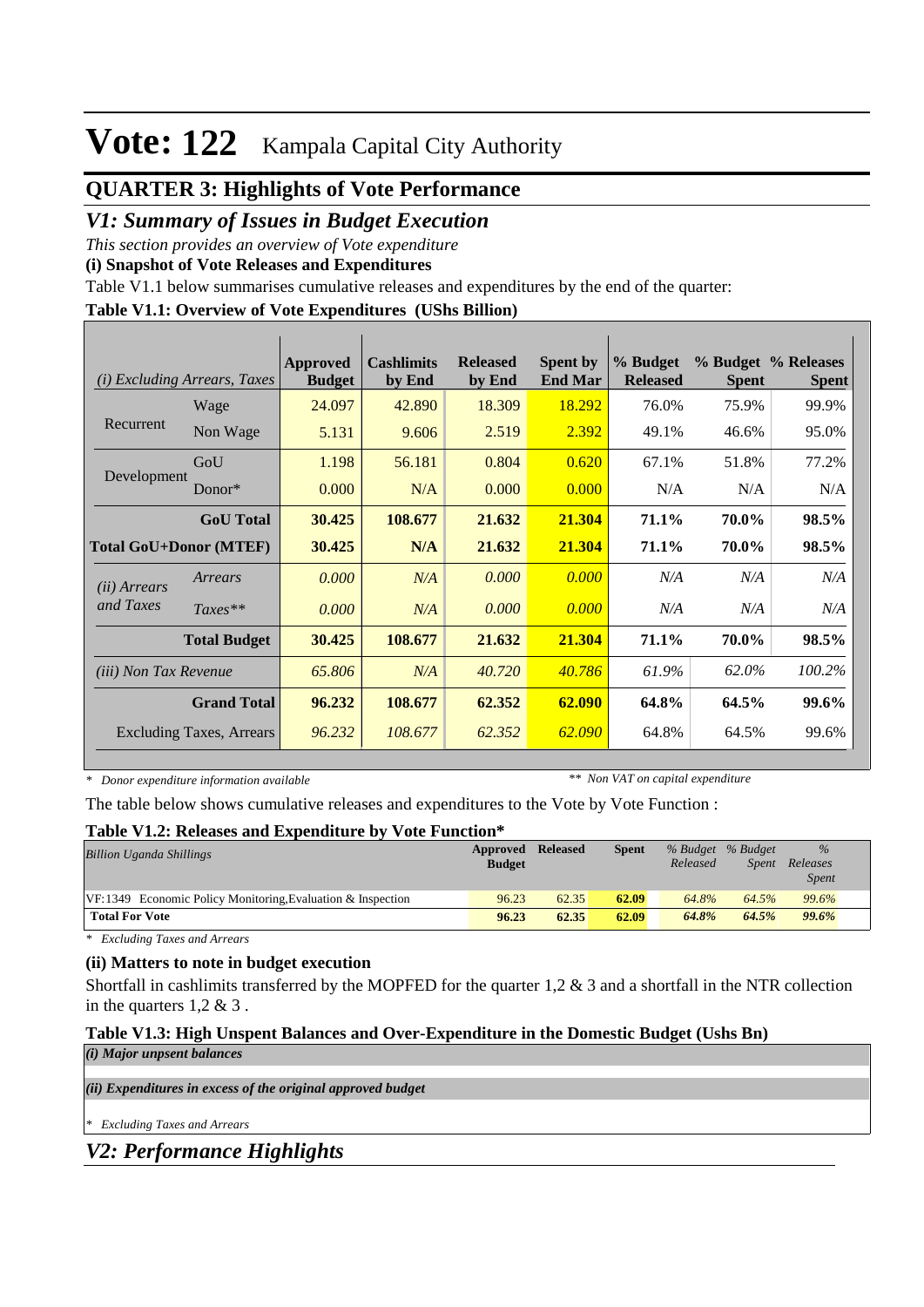# Vote: 122 Kampala Capital City Authority

## QUARTER 3: Highlights of Vote Performance

## *V1: Summary of Issues in Budget Execution*

*This section provides an overview of Vote expenditure*

**(i) Snapshot of Vote Releases and Expenditures**

Table V1.1 below summarises cumulative releases and expenditures by the end of the quarter:

**Table V1.1: Overview of Vote Expenditures (UShs Billion)**

| *(i) Excluding Arrears, Taxes* | | Approved Budget | Cashlimits by End | Released by End | Spent by End Mar | % Budget Released | % Budget Spent | % Releases Spent |
|---|---|---|---|---|---|---|---|---|
| Recurrent | Wage | 24.097 | 42.890 | 18.309 | 18.292 | 76.0% | 75.9% | 99.9% |
| | Non Wage | 5.131 | 9.606 | 2.519 | 2.392 | 49.1% | 46.6% | 95.0% |
| Development | GoU | 1.198 | 56.181 | 0.804 | 0.620 | 67.1% | 51.8% | 77.2% |
| | Donor* | 0.000 | N/A | 0.000 | 0.000 | N/A | N/A | N/A |
| | **GoU Total** | **30.425** | **108.677** | **21.632** | **21.304** | **71.1%** | **70.0%** | **98.5%** |
| **Total GoU+Donor (MTEF)** | | **30.425** | **N/A** | **21.632** | **21.304** | **71.1%** | **70.0%** | **98.5%** |
| *(ii) Arrears and Taxes* | *Arrears* | *0.000* | *N/A* | *0.000* | *0.000* | *N/A* | *N/A* | *N/A* |
| | *Taxes*** | *0.000* | *N/A* | *0.000* | *0.000* | *N/A* | *N/A* | *N/A* |
| | **Total Budget** | **30.425** | **108.677** | **21.632** | **21.304** | **71.1%** | **70.0%** | **98.5%** |
| *(iii) Non Tax Revenue* | | *65.806* | *N/A* | *40.720* | *40.786* | *61.9%* | *62.0%* | *100.2%* |
| | **Grand Total** | **96.232** | **108.677** | **62.352** | **62.090** | **64.8%** | **64.5%** | **99.6%** |
| | Excluding Taxes, Arrears | *96.232* | *108.677* | *62.352* | *62.090* | 64.8% | 64.5% | 99.6% |

*\* Donor expenditure information available* &nbsp;&nbsp;&nbsp; *\*\* Non VAT on capital expenditure*

The table below shows cumulative releases and expenditures to the Vote by Vote Function :

**Table V1.2: Releases and Expenditure by Vote Function***

| *Billion Uganda Shillings* | Approved Budget | Released | Spent | *% Budget Released* | *% Budget Spent* | *% Releases Spent* |
|---|---|---|---|---|---|---|
| VF:1349 Economic Policy Monitoring,Evaluation & Inspection | 96.23 | 62.35 | 62.09 | *64.8%* | *64.5%* | *99.6%* |
| **Total For Vote** | **96.23** | **62.35** | **62.09** | ***64.8%*** | ***64.5%*** | ***99.6%*** |

*\* Excluding Taxes and Arrears*

**(ii) Matters to note in budget execution**

Shortfall in cashlimits transferred by the MOPFED for the quarter 1,2 & 3 and a shortfall in the NTR collection in the quarters 1,2 & 3 .

**Table V1.3: High Unspent Balances and Over-Expenditure in the Domestic Budget (Ushs Bn)**

***(i) Major unpsent balances***

***(ii) Expenditures in excess of the original approved budget***

*\* Excluding Taxes and Arrears*

## *V2: Performance Highlights*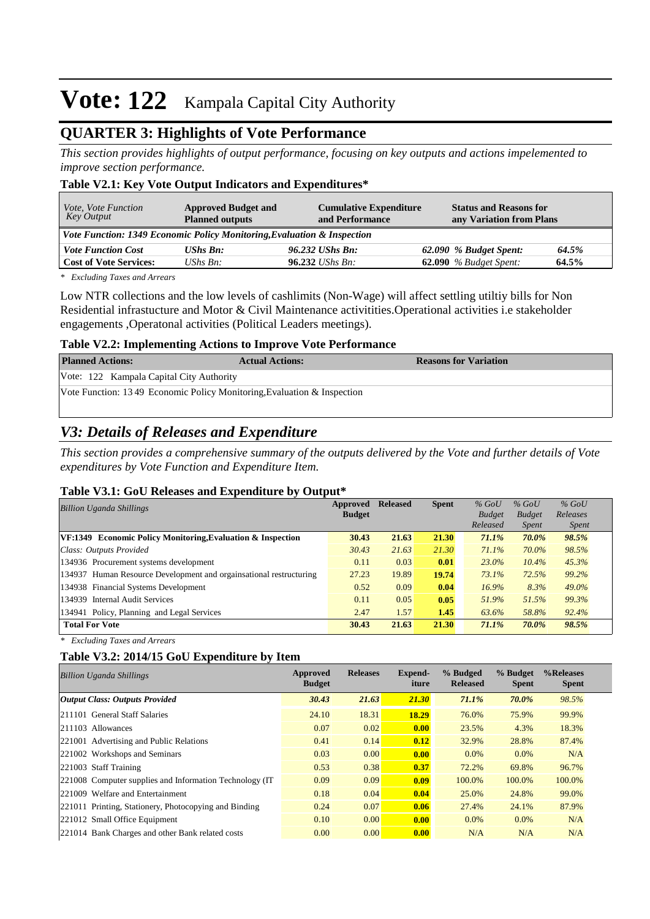# Vote: 122 Kampala Capital City Authority

## QUARTER 3: Highlights of Vote Performance

*This section provides highlights of output performance, focusing on key outputs and actions impelemented to improve section performance.*

### Table V2.1: Key Vote Output Indicators and Expenditures*

| *Vote, Vote Function Key Output* | **Approved Budget and Planned outputs** | **Cumulative Expenditure and Performance** | **Status and Reasons for any Variation from Plans** | |
|---|---|---|---|---|
| ***Vote Function: 1349 Economic Policy Monitoring,Evaluation & Inspection*** | | | | |
| ***Vote Function Cost*** | ***UShs Bn:*** | ***96.232 UShs Bn:*** | ***62.090 % Budget Spent:*** | ***64.5%*** |
| **Cost of Vote Services:** | *UShs Bn:* | **96.232** *UShs Bn:* | **62.090** *% Budget Spent:* | **64.5%** |

*\* Excluding Taxes and Arrears*

Low NTR collections and the low levels of cashlimits (Non-Wage) will affect settling utiltiy bills for Non Residential infrastucture and Motor & Civil Maintenance activitities.Operational activities i.e stakeholder engagements ,Operatonal activities (Political Leaders meetings).

### Table V2.2: Implementing Actions to Improve Vote Performance

| **Planned Actions:** | **Actual Actions:** | **Reasons for Variation** |
|---|---|---|
| Vote: 122 Kampala Capital City Authority | | |
| Vote Function: 13 49 Economic Policy Monitoring,Evaluation & Inspection | | |

## *V3: Details of Releases and Expenditure*

*This section provides a comprehensive summary of the outputs delivered by the Vote and further details of Vote expenditures by Vote Function and Expenditure Item.*

### Table V3.1: GoU Releases and Expenditure by Output*

| *Billion Uganda Shillings* | **Approved Budget** | **Released** | **Spent** | *% GoU Budget Released* | *% GoU Budget Spent* | *% GoU Releases Spent* |
|---|---|---|---|---|---|---|
| **VF:1349 Economic Policy Monitoring,Evaluation & Inspection** | **30.43** | **21.63** | **21.30** | ***71.1%*** | ***70.0%*** | ***98.5%*** |
| *Class: Outputs Provided* | *30.43* | *21.63* | *21.30* | *71.1%* | *70.0%* | *98.5%* |
| 134936 Procurement systems development | 0.11 | 0.03 | **0.01** | *23.0%* | *10.4%* | *45.3%* |
| 134937 Human Resource Development and orgainsational restructuring | 27.23 | 19.89 | **19.74** | *73.1%* | *72.5%* | *99.2%* |
| 134938 Financial Systems Development | 0.52 | 0.09 | **0.04** | *16.9%* | *8.3%* | *49.0%* |
| 134939 Internal Audit Services | 0.11 | 0.05 | **0.05** | *51.9%* | *51.5%* | *99.3%* |
| 134941 Policy, Planning and Legal Services | 2.47 | 1.57 | **1.45** | *63.6%* | *58.8%* | *92.4%* |
| **Total For Vote** | **30.43** | **21.63** | **21.30** | ***71.1%*** | ***70.0%*** | ***98.5%*** |

*\* Excluding Taxes and Arrears*

### Table V3.2: 2014/15 GoU Expenditure by Item

| *Billion Uganda Shillings* | **Approved Budget** | **Releases** | **Expend-iture** | **% Budged Released** | **% Budget Spent** | **%Releases Spent** |
|---|---|---|---|---|---|---|
| ***Output Class: Outputs Provided*** | ***30.43*** | ***21.63*** | ***21.30*** | ***71.1%*** | ***70.0%*** | *98.5%* |
| 211101 General Staff Salaries | 24.10 | 18.31 | **18.29** | 76.0% | 75.9% | 99.9% |
| 211103 Allowances | 0.07 | 0.02 | **0.00** | 23.5% | 4.3% | 18.3% |
| 221001 Advertising and Public Relations | 0.41 | 0.14 | **0.12** | 32.9% | 28.8% | 87.4% |
| 221002 Workshops and Seminars | 0.03 | 0.00 | **0.00** | 0.0% | 0.0% | N/A |
| 221003 Staff Training | 0.53 | 0.38 | **0.37** | 72.2% | 69.8% | 96.7% |
| 221008 Computer supplies and Information Technology (IT | 0.09 | 0.09 | **0.09** | 100.0% | 100.0% | 100.0% |
| 221009 Welfare and Entertainment | 0.18 | 0.04 | **0.04** | 25.0% | 24.8% | 99.0% |
| 221011 Printing, Stationery, Photocopying and Binding | 0.24 | 0.07 | **0.06** | 27.4% | 24.1% | 87.9% |
| 221012 Small Office Equipment | 0.10 | 0.00 | **0.00** | 0.0% | 0.0% | N/A |
| 221014 Bank Charges and other Bank related costs | 0.00 | 0.00 | **0.00** | N/A | N/A | N/A |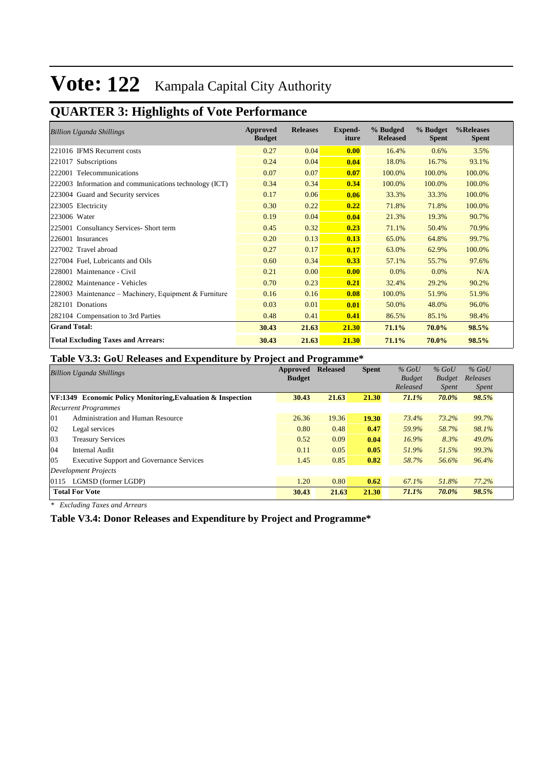# Vote: 122 Kampala Capital City Authority

## QUARTER 3: Highlights of Vote Performance

| *Billion Uganda Shillings* | Approved Budget | Releases | Expend-iture | % Budged Released | % Budget Spent | %Releases Spent |
|---|---|---|---|---|---|---|
| 221016 IFMS Recurrent costs | 0.27 | 0.04 | **0.00** | 16.4% | 0.6% | 3.5% |
| 221017 Subscriptions | 0.24 | 0.04 | **0.04** | 18.0% | 16.7% | 93.1% |
| 222001 Telecommunications | 0.07 | 0.07 | **0.07** | 100.0% | 100.0% | 100.0% |
| 222003 Information and communications technology (ICT) | 0.34 | 0.34 | **0.34** | 100.0% | 100.0% | 100.0% |
| 223004 Guard and Security services | 0.17 | 0.06 | **0.06** | 33.3% | 33.3% | 100.0% |
| 223005 Electricity | 0.30 | 0.22 | **0.22** | 71.8% | 71.8% | 100.0% |
| 223006 Water | 0.19 | 0.04 | **0.04** | 21.3% | 19.3% | 90.7% |
| 225001 Consultancy Services- Short term | 0.45 | 0.32 | **0.23** | 71.1% | 50.4% | 70.9% |
| 226001 Insurances | 0.20 | 0.13 | **0.13** | 65.0% | 64.8% | 99.7% |
| 227002 Travel abroad | 0.27 | 0.17 | **0.17** | 63.0% | 62.9% | 100.0% |
| 227004 Fuel, Lubricants and Oils | 0.60 | 0.34 | **0.33** | 57.1% | 55.7% | 97.6% |
| 228001 Maintenance - Civil | 0.21 | 0.00 | **0.00** | 0.0% | 0.0% | N/A |
| 228002 Maintenance - Vehicles | 0.70 | 0.23 | **0.21** | 32.4% | 29.2% | 90.2% |
| 228003 Maintenance – Machinery, Equipment & Furniture | 0.16 | 0.16 | **0.08** | 100.0% | 51.9% | 51.9% |
| 282101 Donations | 0.03 | 0.01 | **0.01** | 50.0% | 48.0% | 96.0% |
| 282104 Compensation to 3rd Parties | 0.48 | 0.41 | **0.41** | 86.5% | 85.1% | 98.4% |
| **Grand Total:** | **30.43** | **21.63** | **21.30** | **71.1%** | **70.0%** | **98.5%** |
| **Total Excluding Taxes and Arrears:** | **30.43** | **21.63** | **21.30** | **71.1%** | **70.0%** | **98.5%** |

### Table V3.3: GoU Releases and Expenditure by Project and Programme*

| *Billion Uganda Shillings* | Approved Budget | Released | Spent | *% GoU Budget Released* | *% GoU Budget Spent* | *% GoU Releases Spent* |
|---|---|---|---|---|---|---|
| **VF:1349 Economic Policy Monitoring,Evaluation & Inspection** | **30.43** | **21.63** | **21.30** | ***71.1%*** | ***70.0%*** | ***98.5%*** |
| *Recurrent Programmes* | | | | | | |
| 01 Administration and Human Resource | 26.36 | 19.36 | **19.30** | *73.4%* | *73.2%* | *99.7%* |
| 02 Legal services | 0.80 | 0.48 | **0.47** | *59.9%* | *58.7%* | *98.1%* |
| 03 Treasury Services | 0.52 | 0.09 | **0.04** | *16.9%* | *8.3%* | *49.0%* |
| 04 Internal Audit | 0.11 | 0.05 | **0.05** | *51.9%* | *51.5%* | *99.3%* |
| 05 Executive Support and Governance Services | 1.45 | 0.85 | **0.82** | *58.7%* | *56.6%* | *96.4%* |
| *Development Projects* | | | | | | |
| 0115 LGMSD (former LGDP) | 1.20 | 0.80 | **0.62** | *67.1%* | *51.8%* | *77.2%* |
| **Total For Vote** | **30.43** | **21.63** | **21.30** | ***71.1%*** | ***70.0%*** | ***98.5%*** |

*\* Excluding Taxes and Arrears*

### Table V3.4: Donor Releases and Expenditure by Project and Programme*